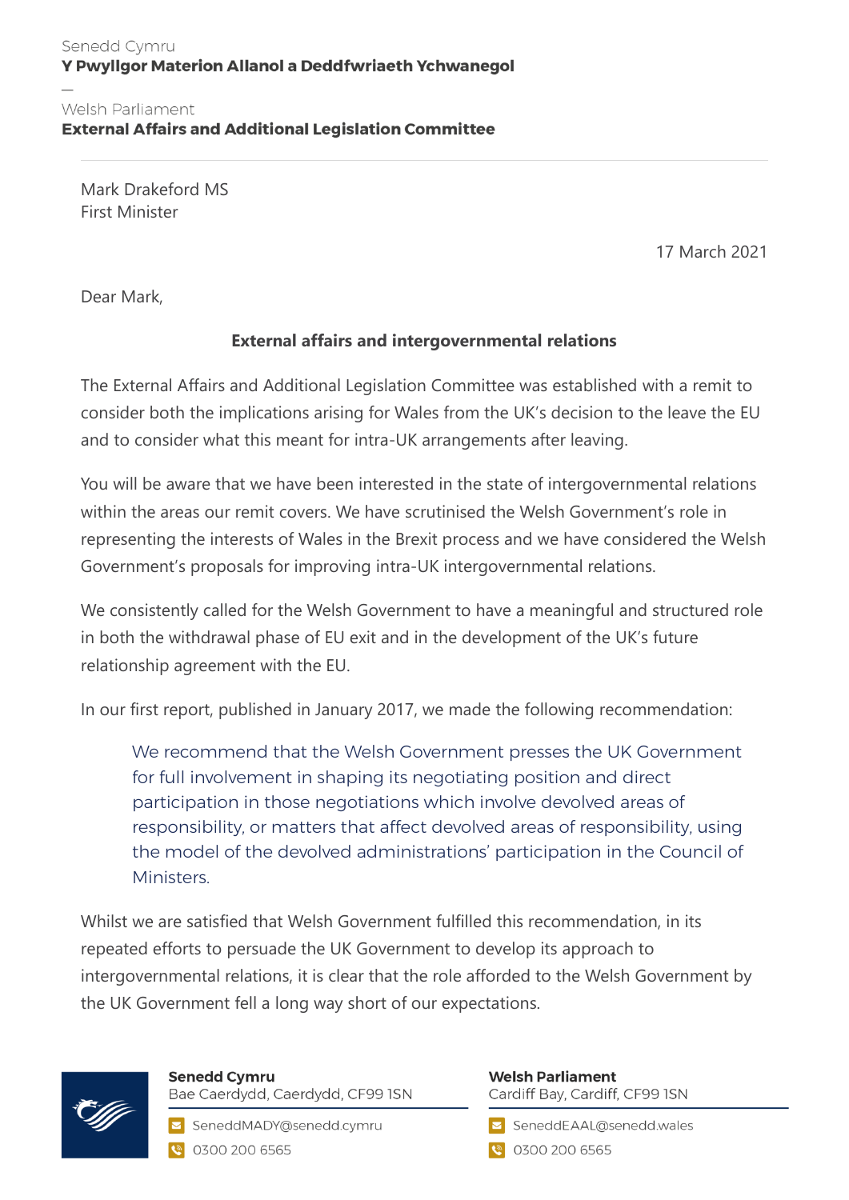Senedd Cymru
**Y Pwyllgor Materion Allanol a Deddfwriaeth Ychwanegol**

—

Welsh Parliament
**External Affairs and Additional Legislation Committee**

Mark Drakeford MS
First Minister

17 March 2021

Dear Mark,

**External affairs and intergovernmental relations**

The External Affairs and Additional Legislation Committee was established with a remit to consider both the implications arising for Wales from the UK's decision to the leave the EU and to consider what this meant for intra-UK arrangements after leaving.

You will be aware that we have been interested in the state of intergovernmental relations within the areas our remit covers. We have scrutinised the Welsh Government's role in representing the interests of Wales in the Brexit process and we have considered the Welsh Government's proposals for improving intra-UK intergovernmental relations.

We consistently called for the Welsh Government to have a meaningful and structured role in both the withdrawal phase of EU exit and in the development of the UK's future relationship agreement with the EU.

In our first report, published in January 2017, we made the following recommendation:

> We recommend that the Welsh Government presses the UK Government for full involvement in shaping its negotiating position and direct participation in those negotiations which involve devolved areas of responsibility, or matters that affect devolved areas of responsibility, using the model of the devolved administrations' participation in the Council of Ministers.

Whilst we are satisfied that Welsh Government fulfilled this recommendation, in its repeated efforts to persuade the UK Government to develop its approach to intergovernmental relations, it is clear that the role afforded to the Welsh Government by the UK Government fell a long way short of our expectations.

**Senedd Cymru**
Bae Caerdydd, Caerdydd, CF99 1SN
SeneddMADY@senedd.cymru
0300 200 6565

**Welsh Parliament**
Cardiff Bay, Cardiff, CF99 1SN
SeneddEAAL@senedd.wales
0300 200 6565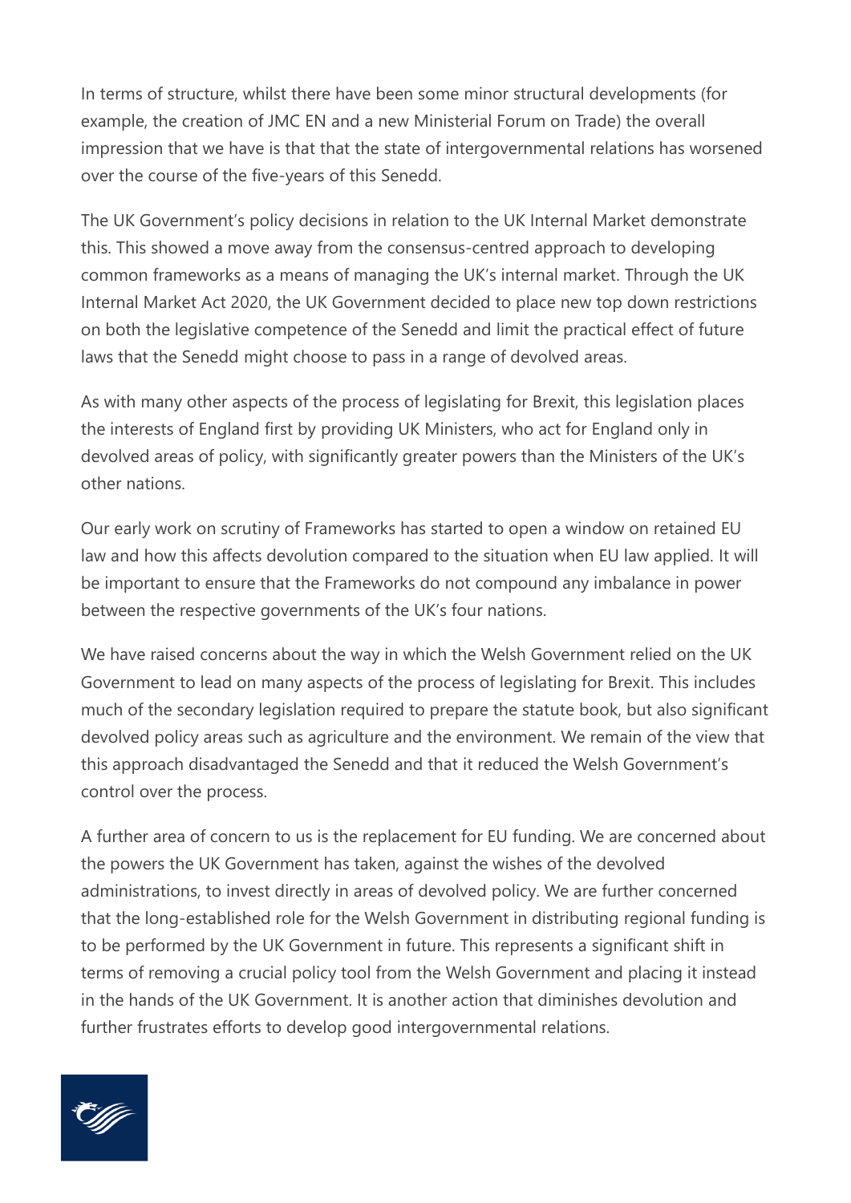In terms of structure, whilst there have been some minor structural developments (for example, the creation of JMC EN and a new Ministerial Forum on Trade) the overall impression that we have is that that the state of intergovernmental relations has worsened over the course of the five-years of this Senedd.

The UK Government's policy decisions in relation to the UK Internal Market demonstrate this. This showed a move away from the consensus-centred approach to developing common frameworks as a means of managing the UK's internal market. Through the UK Internal Market Act 2020, the UK Government decided to place new top down restrictions on both the legislative competence of the Senedd and limit the practical effect of future laws that the Senedd might choose to pass in a range of devolved areas.

As with many other aspects of the process of legislating for Brexit, this legislation places the interests of England first by providing UK Ministers, who act for England only in devolved areas of policy, with significantly greater powers than the Ministers of the UK's other nations.

Our early work on scrutiny of Frameworks has started to open a window on retained EU law and how this affects devolution compared to the situation when EU law applied. It will be important to ensure that the Frameworks do not compound any imbalance in power between the respective governments of the UK's four nations.

We have raised concerns about the way in which the Welsh Government relied on the UK Government to lead on many aspects of the process of legislating for Brexit. This includes much of the secondary legislation required to prepare the statute book, but also significant devolved policy areas such as agriculture and the environment. We remain of the view that this approach disadvantaged the Senedd and that it reduced the Welsh Government's control over the process.

A further area of concern to us is the replacement for EU funding. We are concerned about the powers the UK Government has taken, against the wishes of the devolved administrations, to invest directly in areas of devolved policy. We are further concerned that the long-established role for the Welsh Government in distributing regional funding is to be performed by the UK Government in future. This represents a significant shift in terms of removing a crucial policy tool from the Welsh Government and placing it instead in the hands of the UK Government. It is another action that diminishes devolution and further frustrates efforts to develop good intergovernmental relations.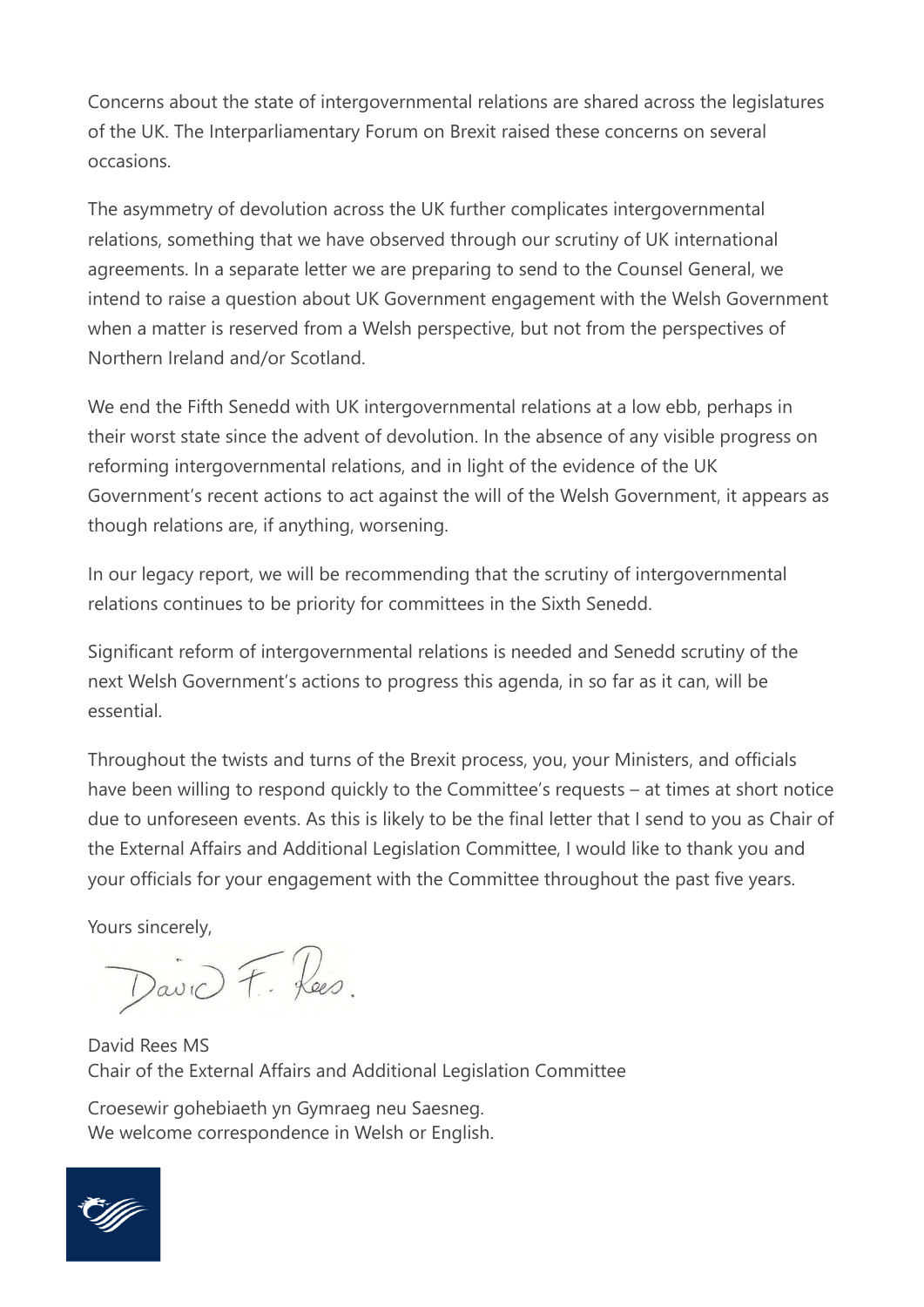Concerns about the state of intergovernmental relations are shared across the legislatures of the UK. The Interparliamentary Forum on Brexit raised these concerns on several occasions.

The asymmetry of devolution across the UK further complicates intergovernmental relations, something that we have observed through our scrutiny of UK international agreements. In a separate letter we are preparing to send to the Counsel General, we intend to raise a question about UK Government engagement with the Welsh Government when a matter is reserved from a Welsh perspective, but not from the perspectives of Northern Ireland and/or Scotland.

We end the Fifth Senedd with UK intergovernmental relations at a low ebb, perhaps in their worst state since the advent of devolution. In the absence of any visible progress on reforming intergovernmental relations, and in light of the evidence of the UK Government's recent actions to act against the will of the Welsh Government, it appears as though relations are, if anything, worsening.

In our legacy report, we will be recommending that the scrutiny of intergovernmental relations continues to be priority for committees in the Sixth Senedd.

Significant reform of intergovernmental relations is needed and Senedd scrutiny of the next Welsh Government's actions to progress this agenda, in so far as it can, will be essential.

Throughout the twists and turns of the Brexit process, you, your Ministers, and officials have been willing to respond quickly to the Committee's requests – at times at short notice due to unforeseen events. As this is likely to be the final letter that I send to you as Chair of the External Affairs and Additional Legislation Committee, I would like to thank you and your officials for your engagement with the Committee throughout the past five years.

Yours sincerely,

David F. Rees.

David Rees MS
Chair of the External Affairs and Additional Legislation Committee

Croesewir gohebiaeth yn Gymraeg neu Saesneg.
We welcome correspondence in Welsh or English.